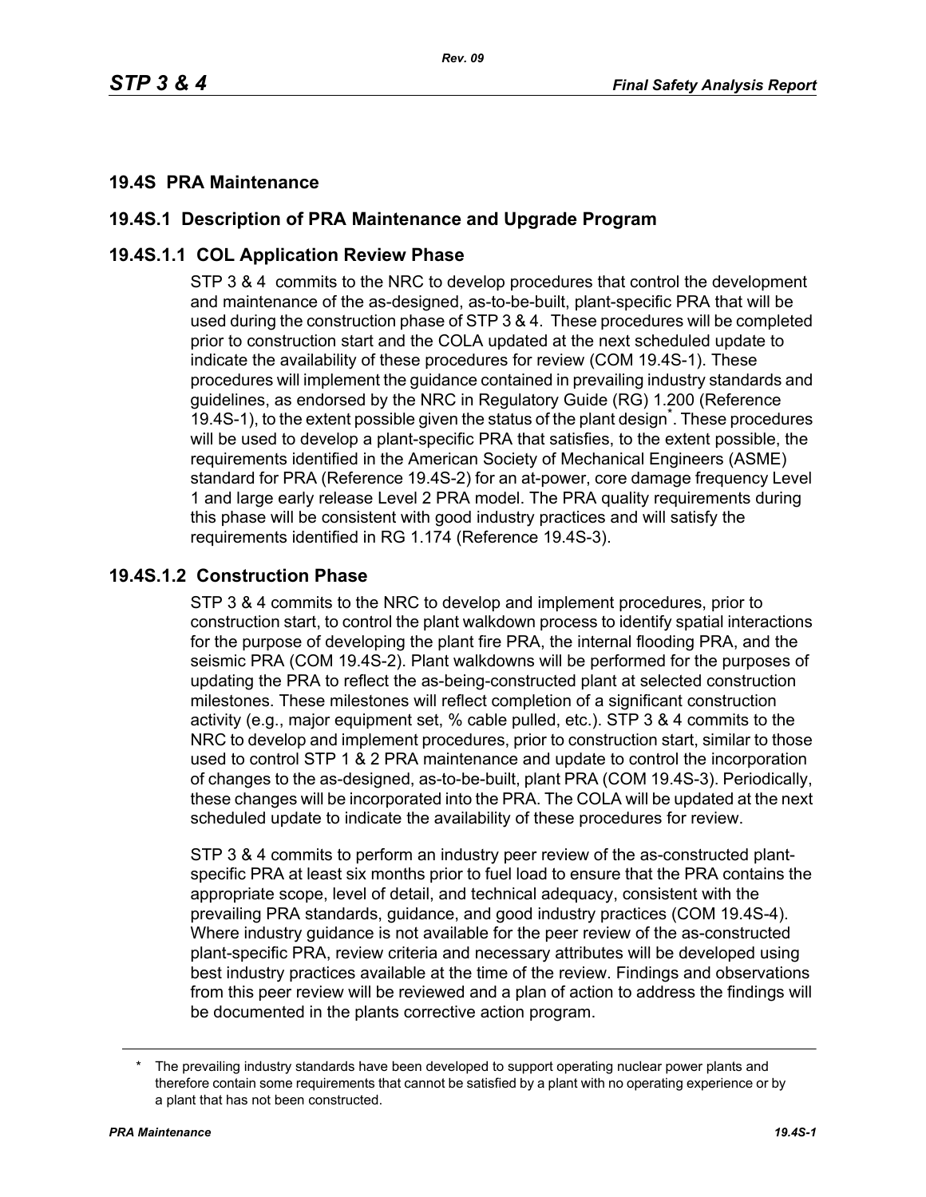## 19.4S PRA Maintenance

## 19.4S.1 Description of PRA Maintenance and Upgrade Program

### 19.4S.1.1 COL Application Review Phase

STP 3 & 4 commits to the NRC to develop procedures that control the development and maintenance of the as-designed, as-to-be-built, plant-specific PRA that will be used during the construction phase of STP 3 & 4. These procedures will be completed prior to construction start and the COLA updated at the next scheduled update to indicate the availability of these procedures for review (COM 19.4S-1). These procedures will implement the guidance contained in prevailing industry standards and guidelines, as endorsed by the NRC in Regulatory Guide (RG) 1.200 (Reference 19.4S-1), to the extent possible given the status of the plant design*. These procedures will be used to develop a plant-specific PRA that satisfies, to the extent possible, the requirements identified in the American Society of Mechanical Engineers (ASME) standard for PRA (Reference 19.4S-2) for an at-power, core damage frequency Level 1 and large early release Level 2 PRA model. The PRA quality requirements during this phase will be consistent with good industry practices and will satisfy the requirements identified in RG 1.174 (Reference 19.4S-3).

### 19.4S.1.2 Construction Phase

STP 3 & 4 commits to the NRC to develop and implement procedures, prior to construction start, to control the plant walkdown process to identify spatial interactions for the purpose of developing the plant fire PRA, the internal flooding PRA, and the seismic PRA (COM 19.4S-2). Plant walkdowns will be performed for the purposes of updating the PRA to reflect the as-being-constructed plant at selected construction milestones. These milestones will reflect completion of a significant construction activity (e.g., major equipment set, % cable pulled, etc.). STP 3 & 4 commits to the NRC to develop and implement procedures, prior to construction start, similar to those used to control STP 1 & 2 PRA maintenance and update to control the incorporation of changes to the as-designed, as-to-be-built, plant PRA (COM 19.4S-3). Periodically, these changes will be incorporated into the PRA. The COLA will be updated at the next scheduled update to indicate the availability of these procedures for review.

STP 3 & 4 commits to perform an industry peer review of the as-constructed plant-specific PRA at least six months prior to fuel load to ensure that the PRA contains the appropriate scope, level of detail, and technical adequacy, consistent with the prevailing PRA standards, guidance, and good industry practices (COM 19.4S-4). Where industry guidance is not available for the peer review of the as-constructed plant-specific PRA, review criteria and necessary attributes will be developed using best industry practices available at the time of the review. Findings and observations from this peer review will be reviewed and a plan of action to address the findings will be documented in the plants corrective action program.

---

\* The prevailing industry standards have been developed to support operating nuclear power plants and therefore contain some requirements that cannot be satisfied by a plant with no operating experience or by a plant that has not been constructed.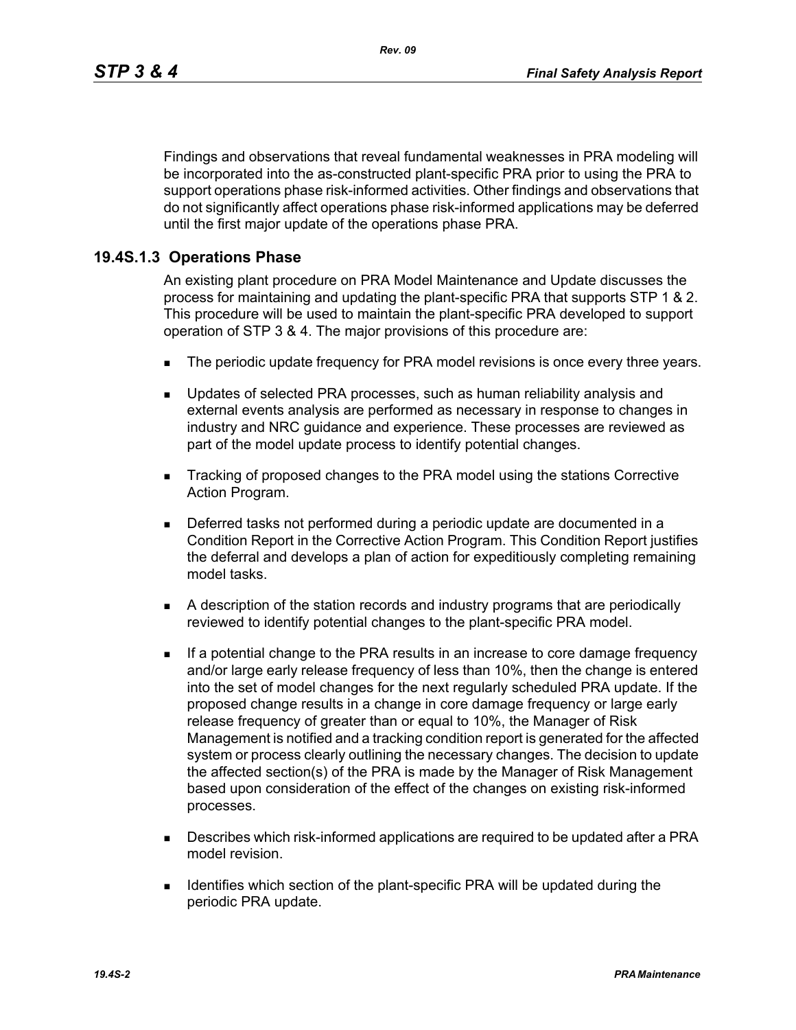Findings and observations that reveal fundamental weaknesses in PRA modeling will be incorporated into the as-constructed plant-specific PRA prior to using the PRA to support operations phase risk-informed activities. Other findings and observations that do not significantly affect operations phase risk-informed applications may be deferred until the first major update of the operations phase PRA.

### 19.4S.1.3 Operations Phase

An existing plant procedure on PRA Model Maintenance and Update discusses the process for maintaining and updating the plant-specific PRA that supports STP 1 & 2. This procedure will be used to maintain the plant-specific PRA developed to support operation of STP 3 & 4. The major provisions of this procedure are:

- The periodic update frequency for PRA model revisions is once every three years.
- Updates of selected PRA processes, such as human reliability analysis and external events analysis are performed as necessary in response to changes in industry and NRC guidance and experience. These processes are reviewed as part of the model update process to identify potential changes.
- Tracking of proposed changes to the PRA model using the stations Corrective Action Program.
- Deferred tasks not performed during a periodic update are documented in a Condition Report in the Corrective Action Program. This Condition Report justifies the deferral and develops a plan of action for expeditiously completing remaining model tasks.
- A description of the station records and industry programs that are periodically reviewed to identify potential changes to the plant-specific PRA model.
- If a potential change to the PRA results in an increase to core damage frequency and/or large early release frequency of less than 10%, then the change is entered into the set of model changes for the next regularly scheduled PRA update. If the proposed change results in a change in core damage frequency or large early release frequency of greater than or equal to 10%, the Manager of Risk Management is notified and a tracking condition report is generated for the affected system or process clearly outlining the necessary changes. The decision to update the affected section(s) of the PRA is made by the Manager of Risk Management based upon consideration of the effect of the changes on existing risk-informed processes.
- Describes which risk-informed applications are required to be updated after a PRA model revision.
- Identifies which section of the plant-specific PRA will be updated during the periodic PRA update.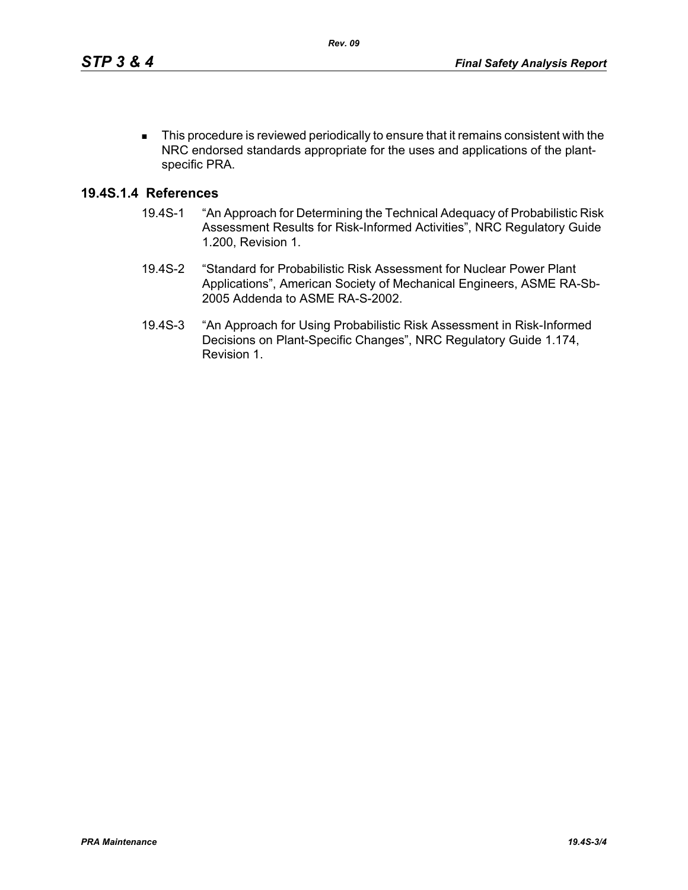- This procedure is reviewed periodically to ensure that it remains consistent with the NRC endorsed standards appropriate for the uses and applications of the plant-specific PRA.

### 19.4S.1.4 References

19.4S-1 "An Approach for Determining the Technical Adequacy of Probabilistic Risk Assessment Results for Risk-Informed Activities", NRC Regulatory Guide 1.200, Revision 1.

19.4S-2 "Standard for Probabilistic Risk Assessment for Nuclear Power Plant Applications", American Society of Mechanical Engineers, ASME RA-Sb-2005 Addenda to ASME RA-S-2002.

19.4S-3 "An Approach for Using Probabilistic Risk Assessment in Risk-Informed Decisions on Plant-Specific Changes", NRC Regulatory Guide 1.174, Revision 1.